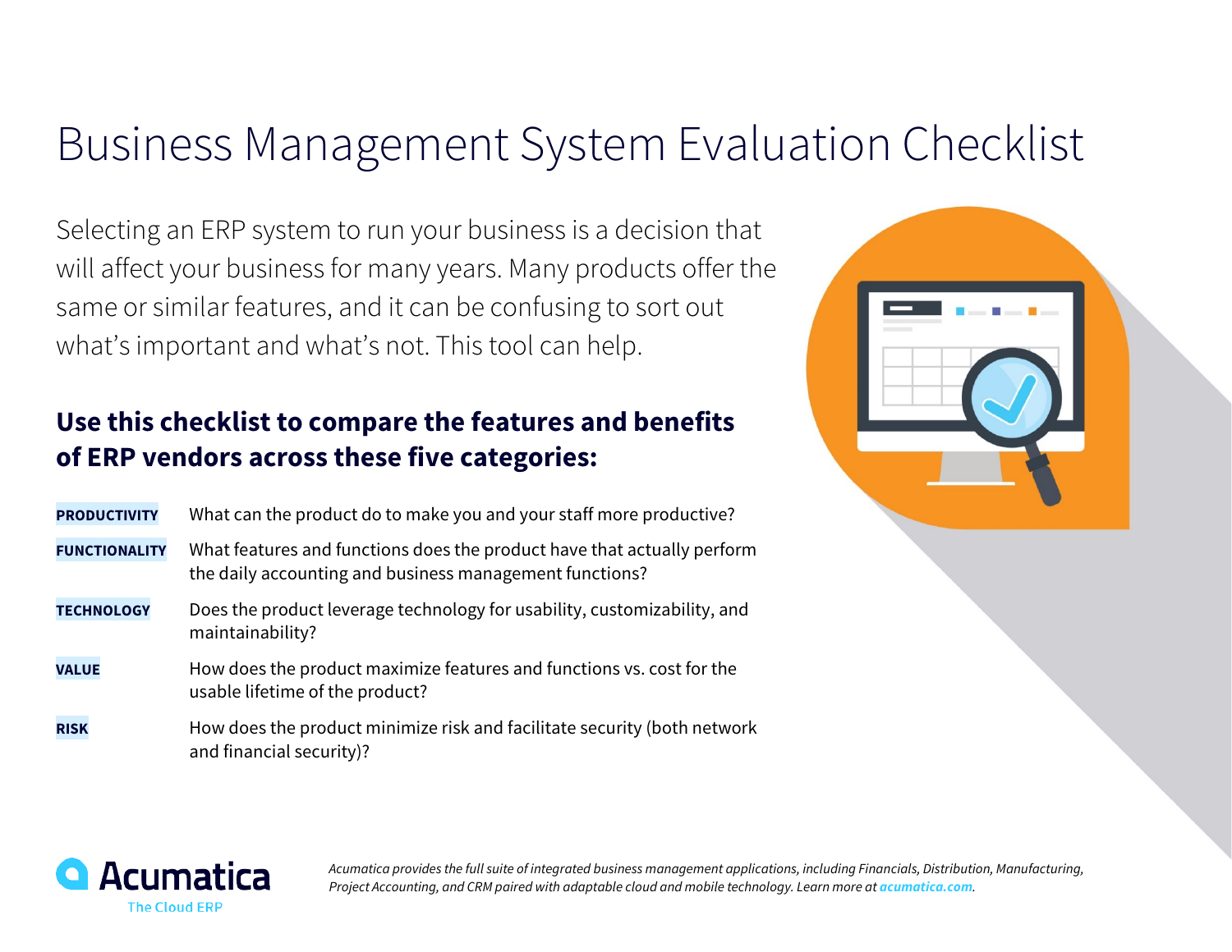# Business Management System Evaluation Checklist

Selecting an ERP system to run your business is a decision that will affect your business for many years. Many products offer the same or similar features, and it can be confusing to sort out what's important and what's not. This tool can help.

## Use this checklist to compare the features and benefits of ERP vendors across these five categories:

**PRODUCTIVITY** What can the product do to make you and your staff more productive?

**FUNCTIONALITY** What features and functions does the product have that actually perform the daily accounting and business management functions?

**TECHNOLOGY** Does the product leverage technology for usability, customizability, and maintainability?

**VALUE** How does the product maximize features and functions vs. cost for the usable lifetime of the product?

**RISK** How does the product minimize risk and facilitate security (both network and financial security)?

Acumatica
The Cloud ERP

*Acumatica provides the full suite of integrated business management applications, including Financials, Distribution, Manufacturing, Project Accounting, and CRM paired with adaptable cloud and mobile technology. Learn more at acumatica.com.*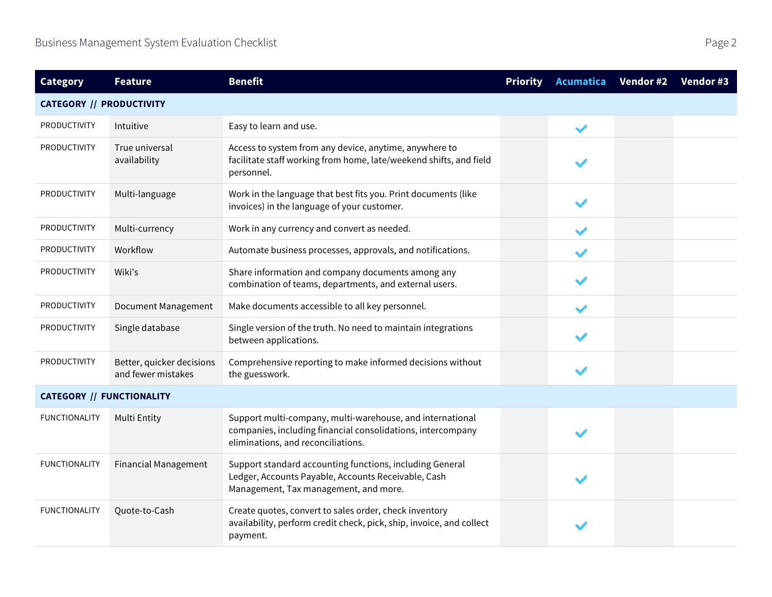| Category | Feature | Benefit | Priority | Acumatica | Vendor #2 | Vendor #3 |
|---|---|---|---|---|---|---|
| **CATEGORY // PRODUCTIVITY** | | | | | | |
| PRODUCTIVITY | Intuitive | Easy to learn and use. | | ✔ | | |
| PRODUCTIVITY | True universal availability | Access to system from any device, anytime, anywhere to facilitate staff working from home, late/weekend shifts, and field personnel. | | ✔ | | |
| PRODUCTIVITY | Multi-language | Work in the language that best fits you. Print documents (like invoices) in the language of your customer. | | ✔ | | |
| PRODUCTIVITY | Multi-currency | Work in any currency and convert as needed. | | ✔ | | |
| PRODUCTIVITY | Workflow | Automate business processes, approvals, and notifications. | | ✔ | | |
| PRODUCTIVITY | Wiki's | Share information and company documents among any combination of teams, departments, and external users. | | ✔ | | |
| PRODUCTIVITY | Document Management | Make documents accessible to all key personnel. | | ✔ | | |
| PRODUCTIVITY | Single database | Single version of the truth. No need to maintain integrations between applications. | | ✔ | | |
| PRODUCTIVITY | Better, quicker decisions and fewer mistakes | Comprehensive reporting to make informed decisions without the guesswork. | | ✔ | | |
| **CATEGORY // FUNCTIONALITY** | | | | | | |
| FUNCTIONALITY | Multi Entity | Support multi-company, multi-warehouse, and international companies, including financial consolidations, intercompany eliminations, and reconciliations. | | ✔ | | |
| FUNCTIONALITY | Financial Management | Support standard accounting functions, including General Ledger, Accounts Payable, Accounts Receivable, Cash Management, Tax management, and more. | | ✔ | | |
| FUNCTIONALITY | Quote-to-Cash | Create quotes, convert to sales order, check inventory availability, perform credit check, pick, ship, invoice, and collect payment. | | ✔ | | |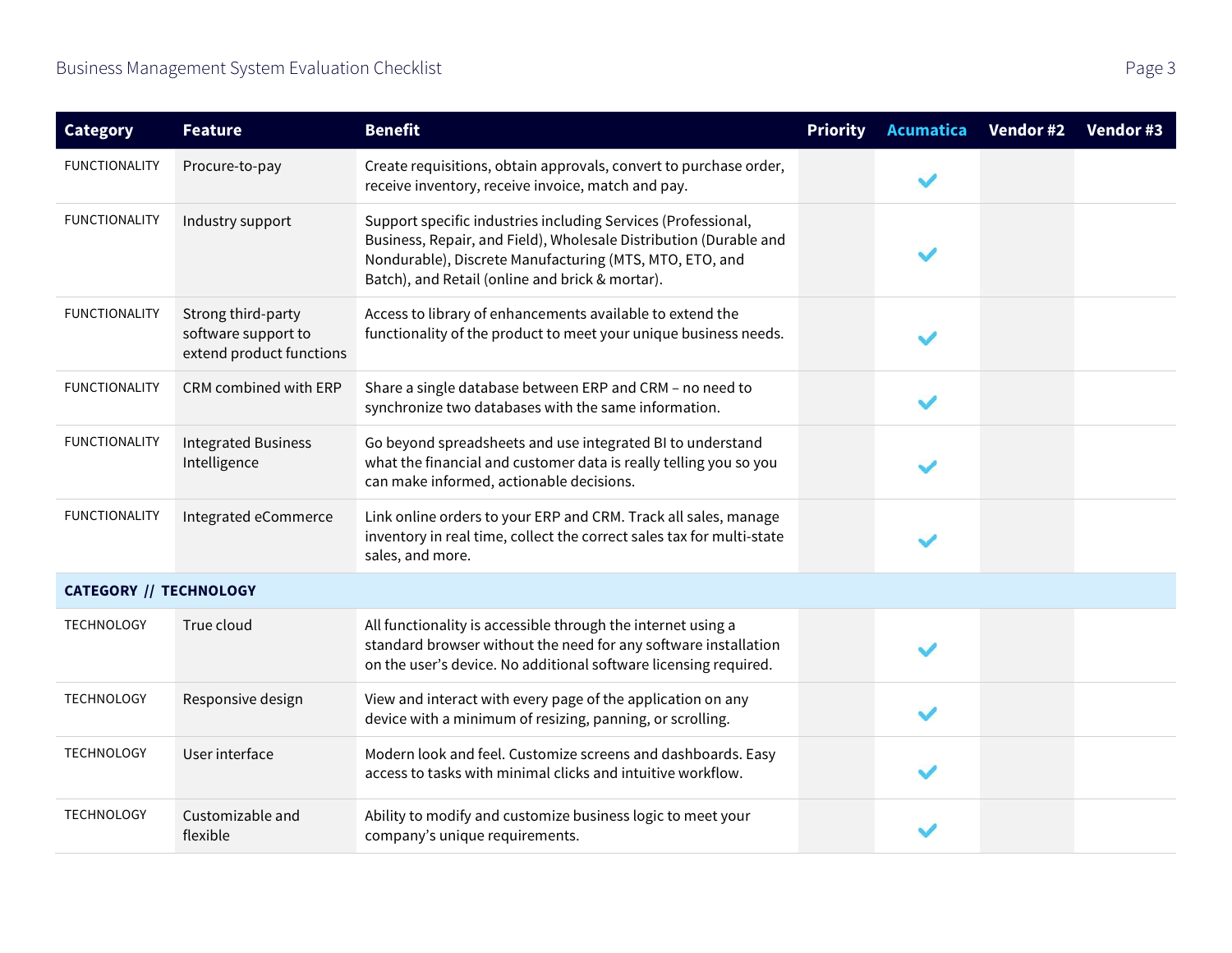| Category | Feature | Benefit | Priority | Acumatica | Vendor #2 | Vendor #3 |
|---|---|---|---|---|---|---|
| FUNCTIONALITY | Procure-to-pay | Create requisitions, obtain approvals, convert to purchase order, receive inventory, receive invoice, match and pay. | | ✔ | | |
| FUNCTIONALITY | Industry support | Support specific industries including Services (Professional, Business, Repair, and Field), Wholesale Distribution (Durable and Nondurable), Discrete Manufacturing (MTS, MTO, ETO, and Batch), and Retail (online and brick & mortar). | | ✔ | | |
| FUNCTIONALITY | Strong third-party software support to extend product functions | Access to library of enhancements available to extend the functionality of the product to meet your unique business needs. | | ✔ | | |
| FUNCTIONALITY | CRM combined with ERP | Share a single database between ERP and CRM – no need to synchronize two databases with the same information. | | ✔ | | |
| FUNCTIONALITY | Integrated Business Intelligence | Go beyond spreadsheets and use integrated BI to understand what the financial and customer data is really telling you so you can make informed, actionable decisions. | | ✔ | | |
| FUNCTIONALITY | Integrated eCommerce | Link online orders to your ERP and CRM. Track all sales, manage inventory in real time, collect the correct sales tax for multi-state sales, and more. | | ✔ | | |
| **CATEGORY // TECHNOLOGY** | | | | | | |
| TECHNOLOGY | True cloud | All functionality is accessible through the internet using a standard browser without the need for any software installation on the user's device. No additional software licensing required. | | ✔ | | |
| TECHNOLOGY | Responsive design | View and interact with every page of the application on any device with a minimum of resizing, panning, or scrolling. | | ✔ | | |
| TECHNOLOGY | User interface | Modern look and feel. Customize screens and dashboards. Easy access to tasks with minimal clicks and intuitive workflow. | | ✔ | | |
| TECHNOLOGY | Customizable and flexible | Ability to modify and customize business logic to meet your company's unique requirements. | | ✔ | | |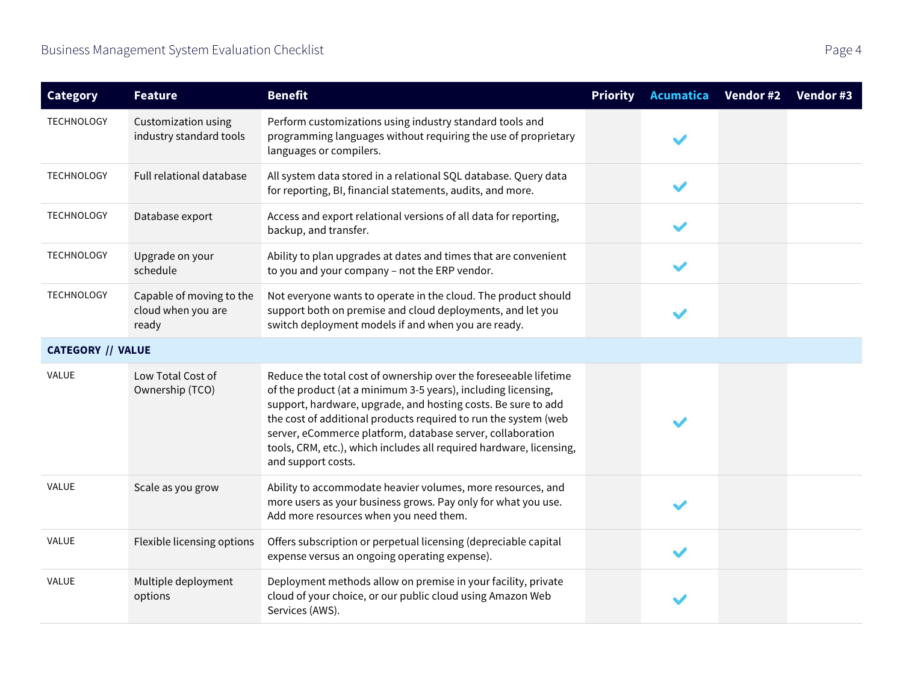| Category | Feature | Benefit | Priority | Acumatica | Vendor #2 | Vendor #3 |
|---|---|---|---|---|---|---|
| TECHNOLOGY | Customization using industry standard tools | Perform customizations using industry standard tools and programming languages without requiring the use of proprietary languages or compilers. | | ✔ | | |
| TECHNOLOGY | Full relational database | All system data stored in a relational SQL database. Query data for reporting, BI, financial statements, audits, and more. | | ✔ | | |
| TECHNOLOGY | Database export | Access and export relational versions of all data for reporting, backup, and transfer. | | ✔ | | |
| TECHNOLOGY | Upgrade on your schedule | Ability to plan upgrades at dates and times that are convenient to you and your company – not the ERP vendor. | | ✔ | | |
| TECHNOLOGY | Capable of moving to the cloud when you are ready | Not everyone wants to operate in the cloud. The product should support both on premise and cloud deployments, and let you switch deployment models if and when you are ready. | | ✔ | | |
| **CATEGORY // VALUE** | | | | | | |
| VALUE | Low Total Cost of Ownership (TCO) | Reduce the total cost of ownership over the foreseeable lifetime of the product (at a minimum 3-5 years), including licensing, support, hardware, upgrade, and hosting costs. Be sure to add the cost of additional products required to run the system (web server, eCommerce platform, database server, collaboration tools, CRM, etc.), which includes all required hardware, licensing, and support costs. | | ✔ | | |
| VALUE | Scale as you grow | Ability to accommodate heavier volumes, more resources, and more users as your business grows. Pay only for what you use. Add more resources when you need them. | | ✔ | | |
| VALUE | Flexible licensing options | Offers subscription or perpetual licensing (depreciable capital expense versus an ongoing operating expense). | | ✔ | | |
| VALUE | Multiple deployment options | Deployment methods allow on premise in your facility, private cloud of your choice, or our public cloud using Amazon Web Services (AWS). | | ✔ | | |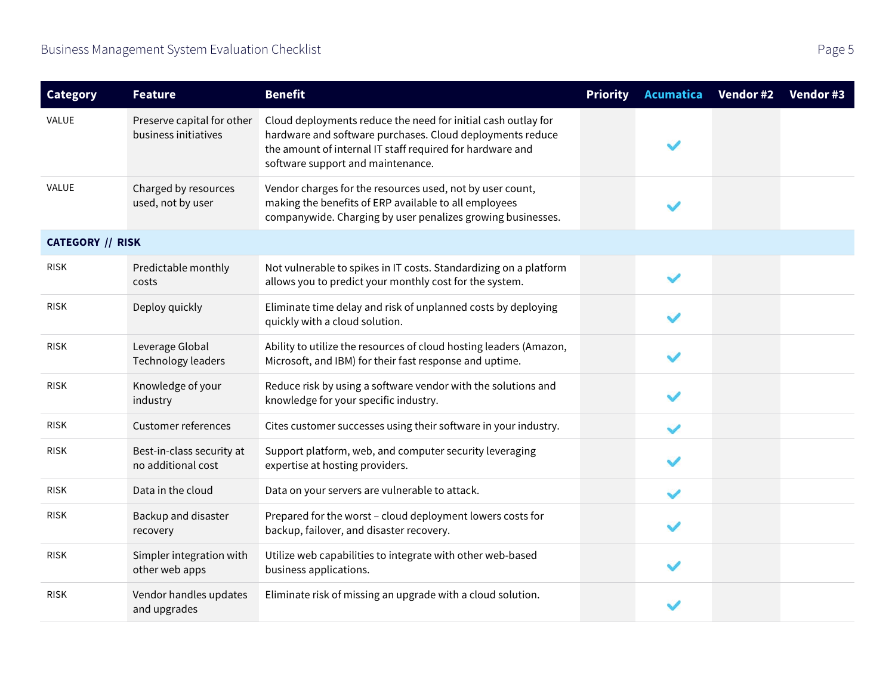| Category | Feature | Benefit | Priority | Acumatica | Vendor #2 | Vendor #3 |
|---|---|---|---|---|---|---|
| VALUE | Preserve capital for other business initiatives | Cloud deployments reduce the need for initial cash outlay for hardware and software purchases. Cloud deployments reduce the amount of internal IT staff required for hardware and software support and maintenance. | | ✓ | | |
| VALUE | Charged by resources used, not by user | Vendor charges for the resources used, not by user count, making the benefits of ERP available to all employees companywide. Charging by user penalizes growing businesses. | | ✓ | | |
| **CATEGORY // RISK** | | | | | | |
| RISK | Predictable monthly costs | Not vulnerable to spikes in IT costs. Standardizing on a platform allows you to predict your monthly cost for the system. | | ✓ | | |
| RISK | Deploy quickly | Eliminate time delay and risk of unplanned costs by deploying quickly with a cloud solution. | | ✓ | | |
| RISK | Leverage Global Technology leaders | Ability to utilize the resources of cloud hosting leaders (Amazon, Microsoft, and IBM) for their fast response and uptime. | | ✓ | | |
| RISK | Knowledge of your industry | Reduce risk by using a software vendor with the solutions and knowledge for your specific industry. | | ✓ | | |
| RISK | Customer references | Cites customer successes using their software in your industry. | | ✓ | | |
| RISK | Best-in-class security at no additional cost | Support platform, web, and computer security leveraging expertise at hosting providers. | | ✓ | | |
| RISK | Data in the cloud | Data on your servers are vulnerable to attack. | | ✓ | | |
| RISK | Backup and disaster recovery | Prepared for the worst – cloud deployment lowers costs for backup, failover, and disaster recovery. | | ✓ | | |
| RISK | Simpler integration with other web apps | Utilize web capabilities to integrate with other web-based business applications. | | ✓ | | |
| RISK | Vendor handles updates and upgrades | Eliminate risk of missing an upgrade with a cloud solution. | | ✓ | | |